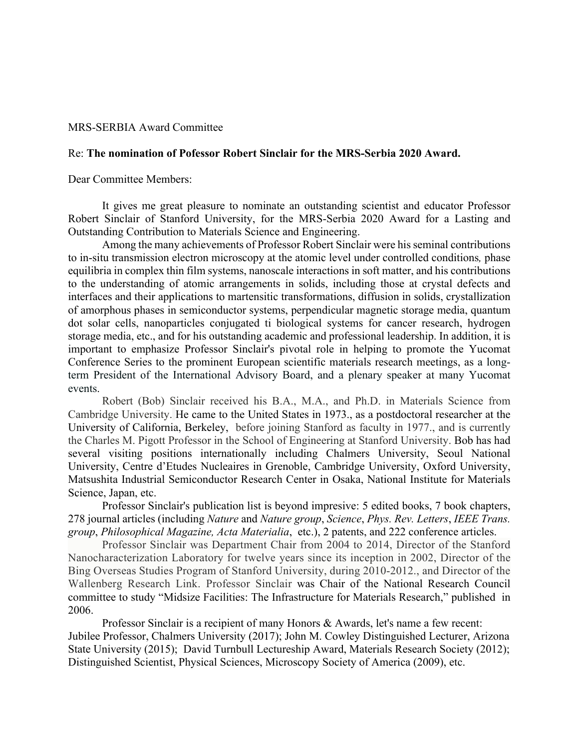MRS-SERBIA Award Committee

Re: **The nomination of Pofessor Robert Sinclair for the MRS-Serbia 2020 Award.**

Dear Committee Members:

It gives me great pleasure to nominate an outstanding scientist and educator Professor Robert Sinclair of Stanford University, for the MRS-Serbia 2020 Award for a Lasting and Outstanding Contribution to Materials Science and Engineering.

Among the many achievements of Professor Robert Sinclair were his seminal contributions to in-situ transmission electron microscopy at the atomic level under controlled conditions*,* phase equilibria in complex thin film systems, nanoscale interactions in soft matter, and his contributions to the understanding of atomic arrangements in solids, including those at crystal defects and interfaces and their applications to martensitic transformations, diffusion in solids, crystallization of amorphous phases in semiconductor systems, perpendicular magnetic storage media, quantum dot solar cells, nanoparticles conjugated ti biological systems for cancer research, hydrogen storage media, etc., and for his outstanding academic and professional leadership. In addition, it is important to emphasize Professor Sinclair's pivotal role in helping to promote the Yucomat Conference Series to the prominent European scientific materials research meetings, as a long-term President of the International Advisory Board, and a plenary speaker at many Yucomat events.

Robert (Bob) Sinclair received his B.A., M.A., and Ph.D. in Materials Science from Cambridge University. He came to the United States in 1973., as a postdoctoral researcher at the University of California, Berkeley, before joining Stanford as faculty in 1977., and is currently the Charles M. Pigott Professor in the School of Engineering at Stanford University. Bob has had several visiting positions internationally including Chalmers University, Seoul National University, Centre d'Etudes Nucleaires in Grenoble, Cambridge University, Oxford University, Matsushita Industrial Semiconductor Research Center in Osaka, National Institute for Materials Science, Japan, etc.

Professor Sinclair's publication list is beyond impresive: 5 edited books, 7 book chapters, 278 journal articles (including *Nature* and *Nature group*, *Science*, *Phys. Rev. Letters*, *IEEE Trans. group*, *Philosophical Magazine, Acta Materialia*, etc.), 2 patents, and 222 conference articles.

Professor Sinclair was Department Chair from 2004 to 2014, Director of the Stanford Nanocharacterization Laboratory for twelve years since its inception in 2002, Director of the Bing Overseas Studies Program of Stanford University, during 2010-2012., and Director of the Wallenberg Research Link. Professor Sinclair was Chair of the National Research Council committee to study "Midsize Facilities: The Infrastructure for Materials Research," published in 2006.

Professor Sinclair is a recipient of many Honors & Awards, let's name a few recent: Jubilee Professor, Chalmers University (2017); John M. Cowley Distinguished Lecturer, Arizona State University (2015); David Turnbull Lectureship Award, Materials Research Society (2012); Distinguished Scientist, Physical Sciences, Microscopy Society of America (2009), etc.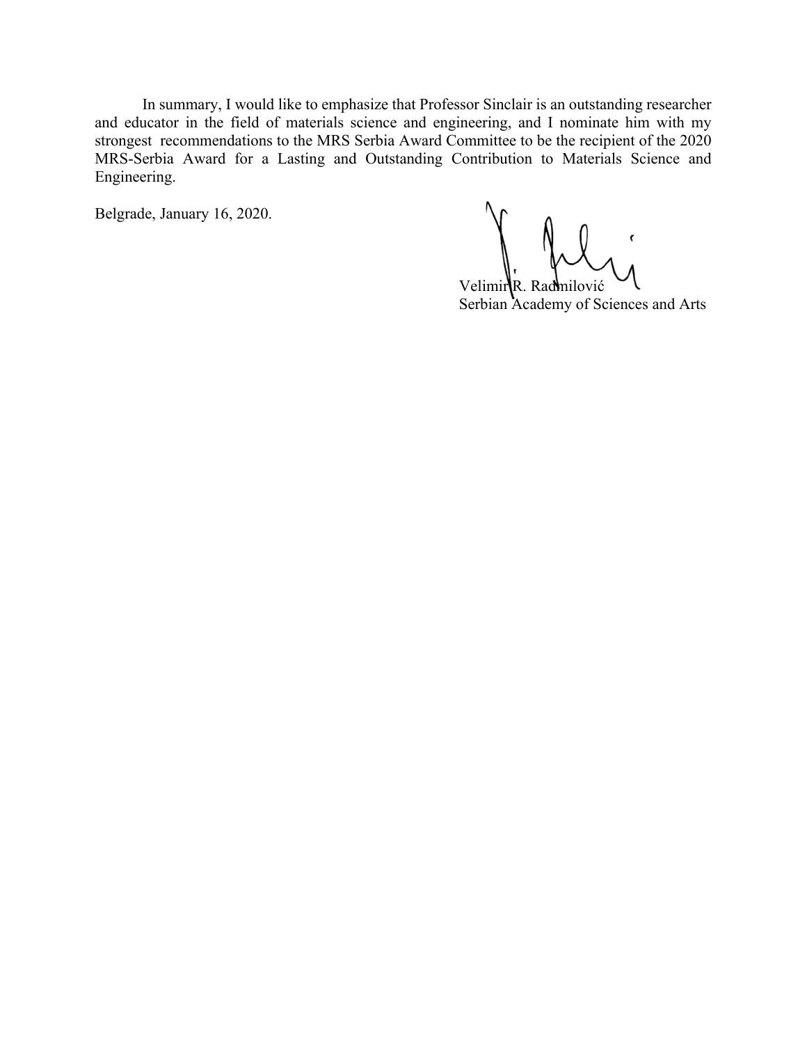In summary, I would like to emphasize that Professor Sinclair is an outstanding researcher and educator in the field of materials science and engineering, and I nominate him with my strongest recommendations to the MRS Serbia Award Committee to be the recipient of the 2020 MRS-Serbia Award for a Lasting and Outstanding Contribution to Materials Science and Engineering.

Belgrade, January 16, 2020.

Velimir R. Radmilović
Serbian Academy of Sciences and Arts